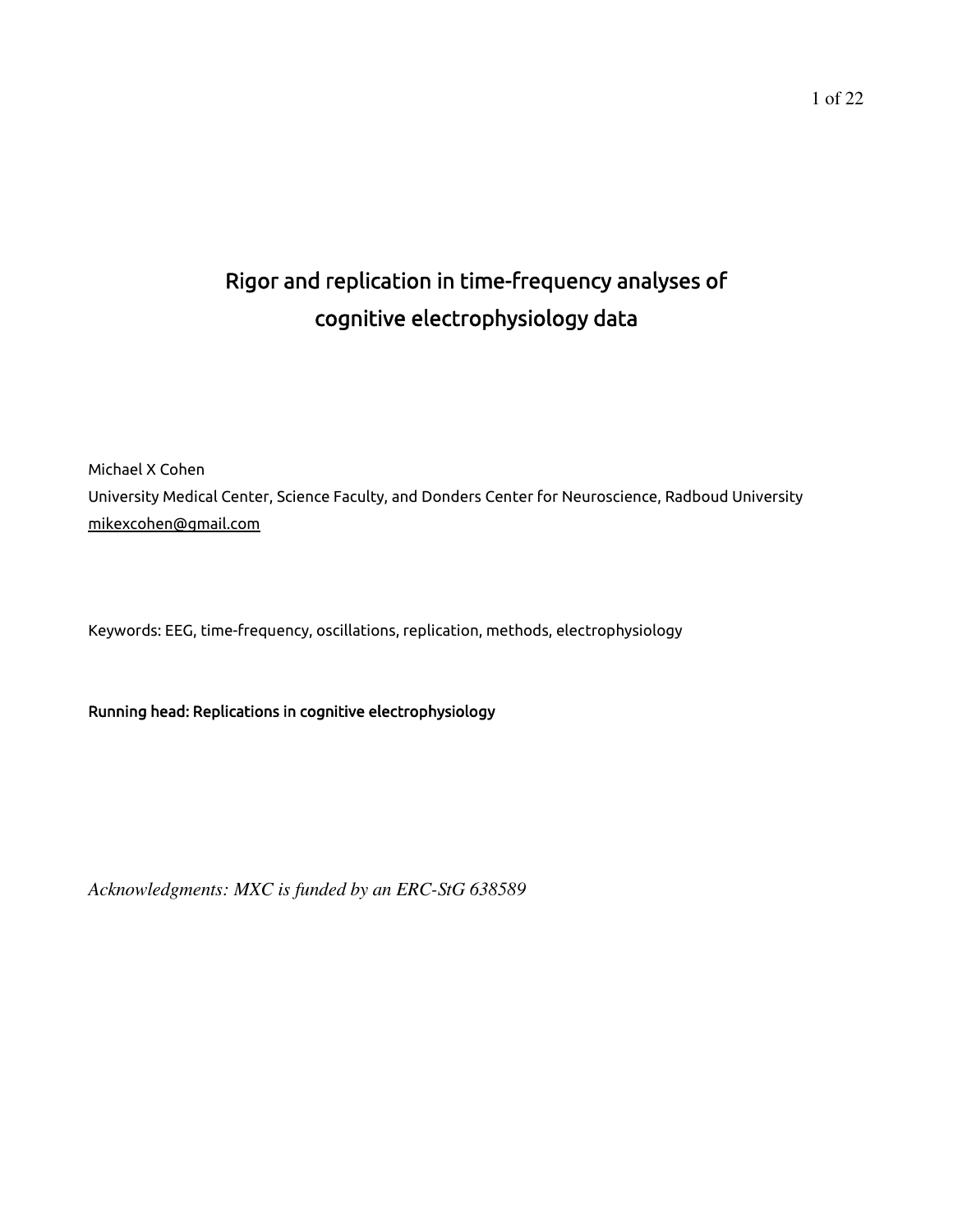# Rigor and replication in time-frequency analyses of cognitive electrophysiology data

Michael X Cohen

University Medical Center, Science Faculty, and Donders Center for Neuroscience, Radboud University

mikexcohen@gmail.com

Keywords: EEG, time-frequency, oscillations, replication, methods, electrophysiology

Running head: Replications in cognitive electrophysiology

*Acknowledgments: MXC is funded by an ERC-StG 638589*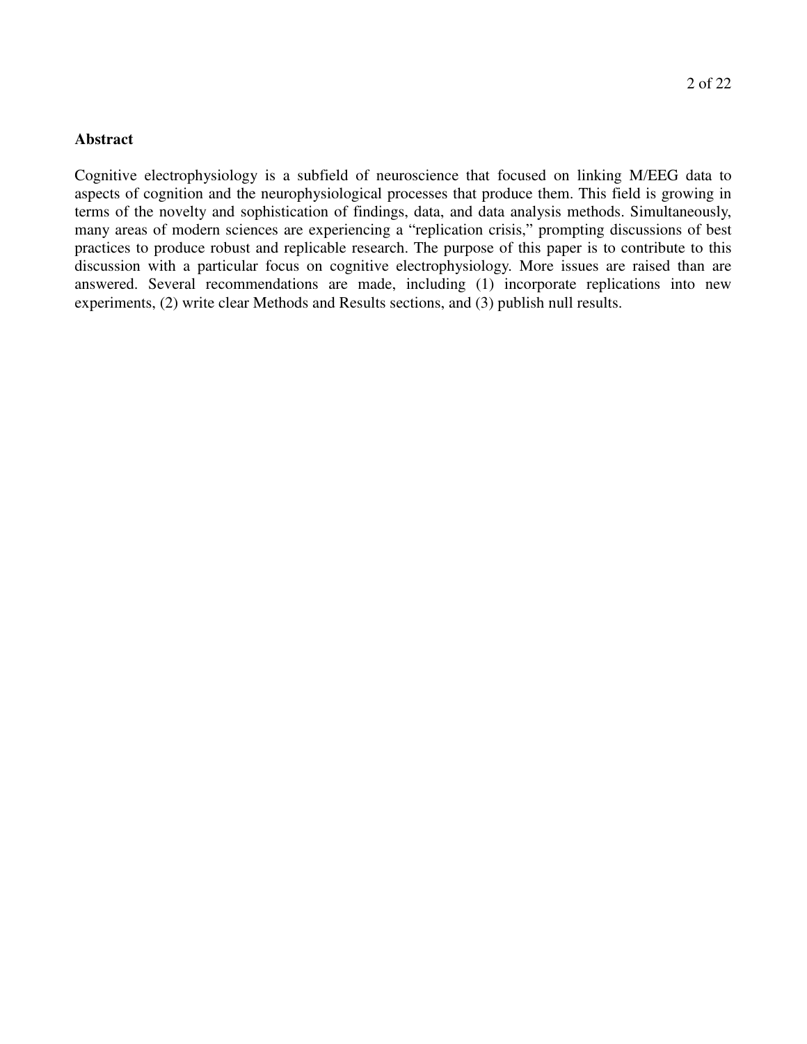## Abstract

Cognitive electrophysiology is a subfield of neuroscience that focused on linking M/EEG data to aspects of cognition and the neurophysiological processes that produce them. This field is growing in terms of the novelty and sophistication of findings, data, and data analysis methods. Simultaneously, many areas of modern sciences are experiencing a "replication crisis," prompting discussions of best practices to produce robust and replicable research. The purpose of this paper is to contribute to this discussion with a particular focus on cognitive electrophysiology. More issues are raised than are answered. Several recommendations are made, including (1) incorporate replications into new experiments, (2) write clear Methods and Results sections, and (3) publish null results.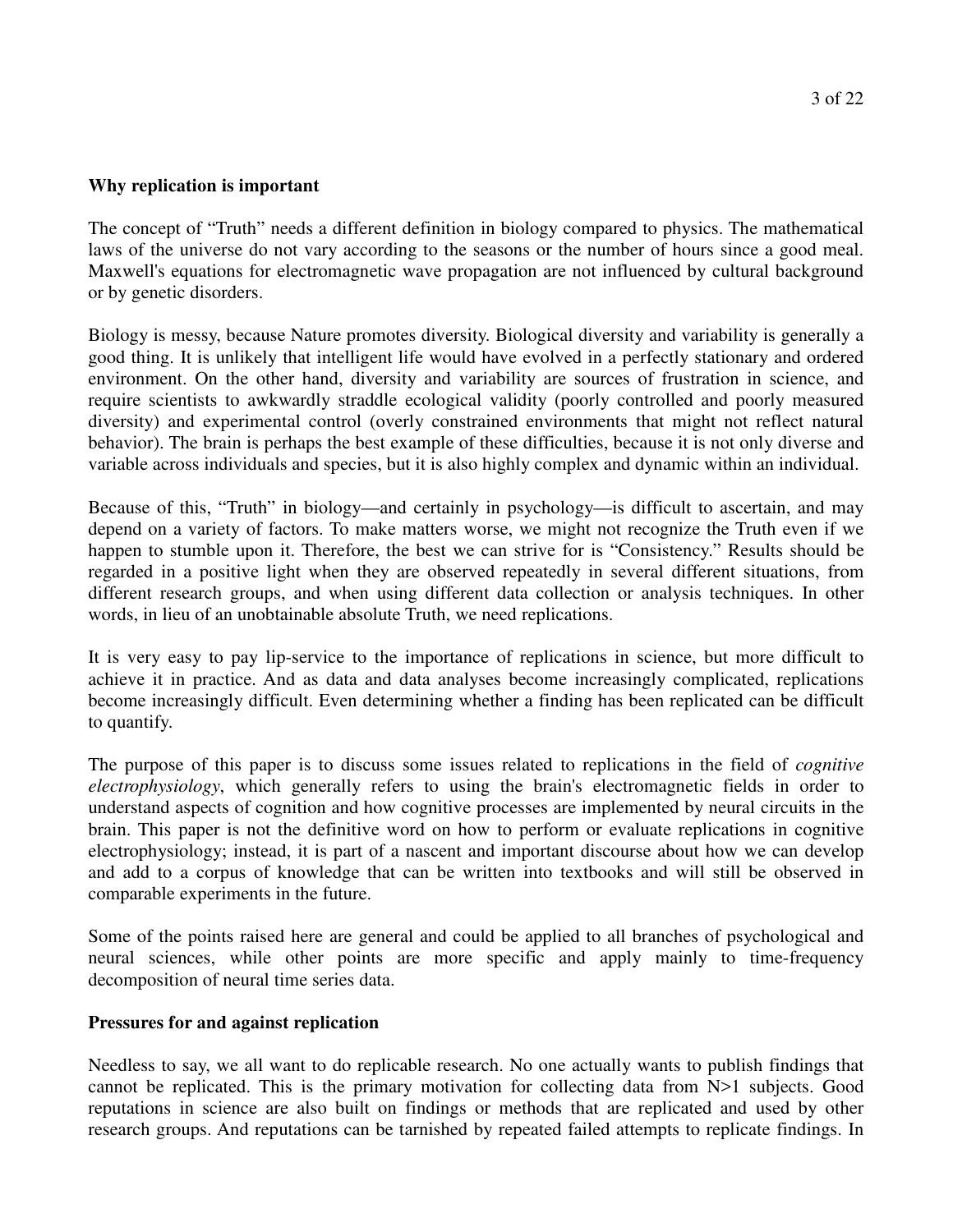**Why replication is important**

The concept of "Truth" needs a different definition in biology compared to physics. The mathematical laws of the universe do not vary according to the seasons or the number of hours since a good meal. Maxwell's equations for electromagnetic wave propagation are not influenced by cultural background or by genetic disorders.

Biology is messy, because Nature promotes diversity. Biological diversity and variability is generally a good thing. It is unlikely that intelligent life would have evolved in a perfectly stationary and ordered environment. On the other hand, diversity and variability are sources of frustration in science, and require scientists to awkwardly straddle ecological validity (poorly controlled and poorly measured diversity) and experimental control (overly constrained environments that might not reflect natural behavior). The brain is perhaps the best example of these difficulties, because it is not only diverse and variable across individuals and species, but it is also highly complex and dynamic within an individual.

Because of this, "Truth" in biology—and certainly in psychology—is difficult to ascertain, and may depend on a variety of factors. To make matters worse, we might not recognize the Truth even if we happen to stumble upon it. Therefore, the best we can strive for is "Consistency." Results should be regarded in a positive light when they are observed repeatedly in several different situations, from different research groups, and when using different data collection or analysis techniques. In other words, in lieu of an unobtainable absolute Truth, we need replications.

It is very easy to pay lip-service to the importance of replications in science, but more difficult to achieve it in practice. And as data and data analyses become increasingly complicated, replications become increasingly difficult. Even determining whether a finding has been replicated can be difficult to quantify.

The purpose of this paper is to discuss some issues related to replications in the field of *cognitive electrophysiology*, which generally refers to using the brain's electromagnetic fields in order to understand aspects of cognition and how cognitive processes are implemented by neural circuits in the brain. This paper is not the definitive word on how to perform or evaluate replications in cognitive electrophysiology; instead, it is part of a nascent and important discourse about how we can develop and add to a corpus of knowledge that can be written into textbooks and will still be observed in comparable experiments in the future.

Some of the points raised here are general and could be applied to all branches of psychological and neural sciences, while other points are more specific and apply mainly to time-frequency decomposition of neural time series data.

**Pressures for and against replication**

Needless to say, we all want to do replicable research. No one actually wants to publish findings that cannot be replicated. This is the primary motivation for collecting data from N>1 subjects. Good reputations in science are also built on findings or methods that are replicated and used by other research groups. And reputations can be tarnished by repeated failed attempts to replicate findings. In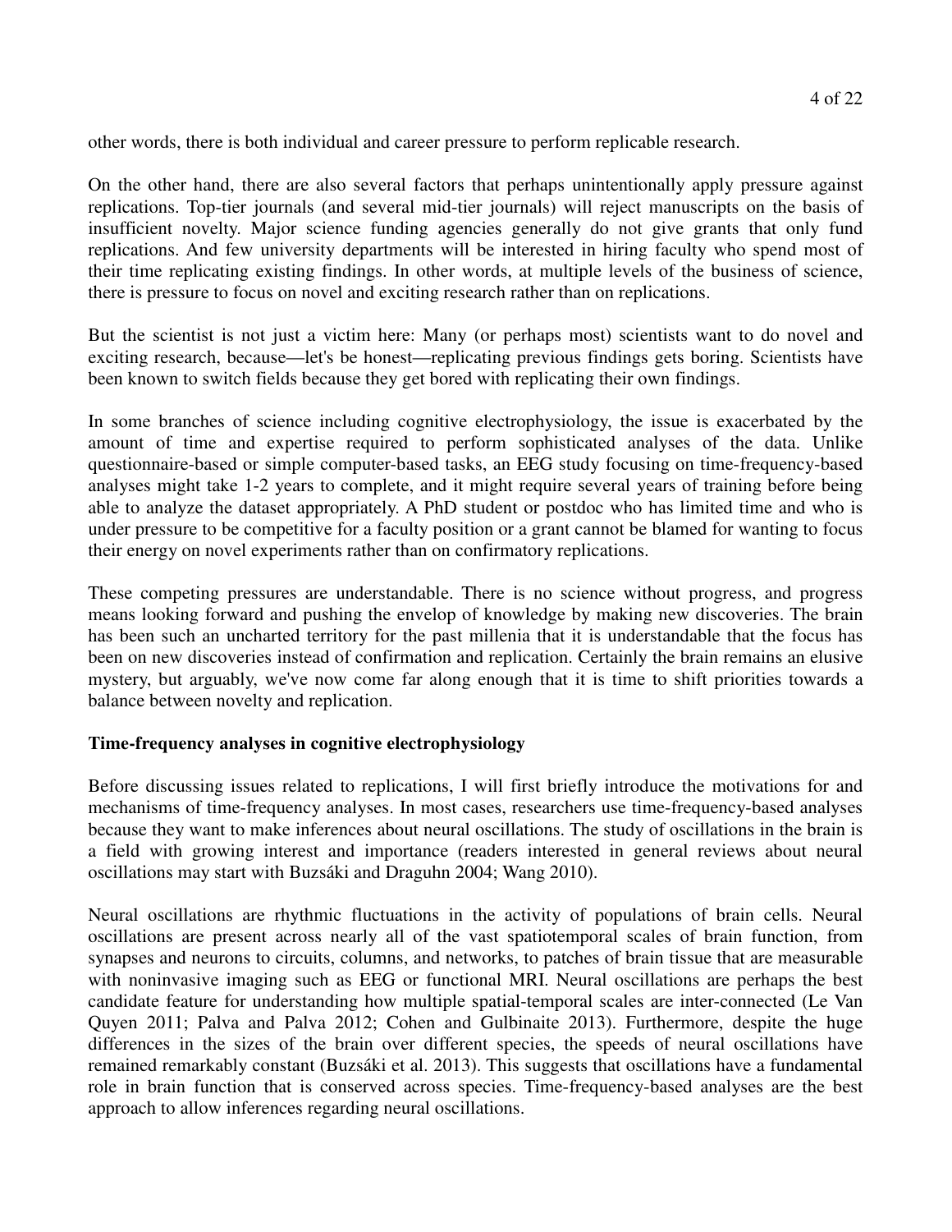other words, there is both individual and career pressure to perform replicable research.

On the other hand, there are also several factors that perhaps unintentionally apply pressure against replications. Top-tier journals (and several mid-tier journals) will reject manuscripts on the basis of insufficient novelty. Major science funding agencies generally do not give grants that only fund replications. And few university departments will be interested in hiring faculty who spend most of their time replicating existing findings. In other words, at multiple levels of the business of science, there is pressure to focus on novel and exciting research rather than on replications.

But the scientist is not just a victim here: Many (or perhaps most) scientists want to do novel and exciting research, because—let's be honest—replicating previous findings gets boring. Scientists have been known to switch fields because they get bored with replicating their own findings.

In some branches of science including cognitive electrophysiology, the issue is exacerbated by the amount of time and expertise required to perform sophisticated analyses of the data. Unlike questionnaire-based or simple computer-based tasks, an EEG study focusing on time-frequency-based analyses might take 1-2 years to complete, and it might require several years of training before being able to analyze the dataset appropriately. A PhD student or postdoc who has limited time and who is under pressure to be competitive for a faculty position or a grant cannot be blamed for wanting to focus their energy on novel experiments rather than on confirmatory replications.

These competing pressures are understandable. There is no science without progress, and progress means looking forward and pushing the envelop of knowledge by making new discoveries. The brain has been such an uncharted territory for the past millenia that it is understandable that the focus has been on new discoveries instead of confirmation and replication. Certainly the brain remains an elusive mystery, but arguably, we've now come far along enough that it is time to shift priorities towards a balance between novelty and replication.

## Time-frequency analyses in cognitive electrophysiology

Before discussing issues related to replications, I will first briefly introduce the motivations for and mechanisms of time-frequency analyses. In most cases, researchers use time-frequency-based analyses because they want to make inferences about neural oscillations. The study of oscillations in the brain is a field with growing interest and importance (readers interested in general reviews about neural oscillations may start with Buzsáki and Draguhn 2004; Wang 2010).

Neural oscillations are rhythmic fluctuations in the activity of populations of brain cells. Neural oscillations are present across nearly all of the vast spatiotemporal scales of brain function, from synapses and neurons to circuits, columns, and networks, to patches of brain tissue that are measurable with noninvasive imaging such as EEG or functional MRI. Neural oscillations are perhaps the best candidate feature for understanding how multiple spatial-temporal scales are inter-connected (Le Van Quyen 2011; Palva and Palva 2012; Cohen and Gulbinaite 2013). Furthermore, despite the huge differences in the sizes of the brain over different species, the speeds of neural oscillations have remained remarkably constant (Buzsáki et al. 2013). This suggests that oscillations have a fundamental role in brain function that is conserved across species. Time-frequency-based analyses are the best approach to allow inferences regarding neural oscillations.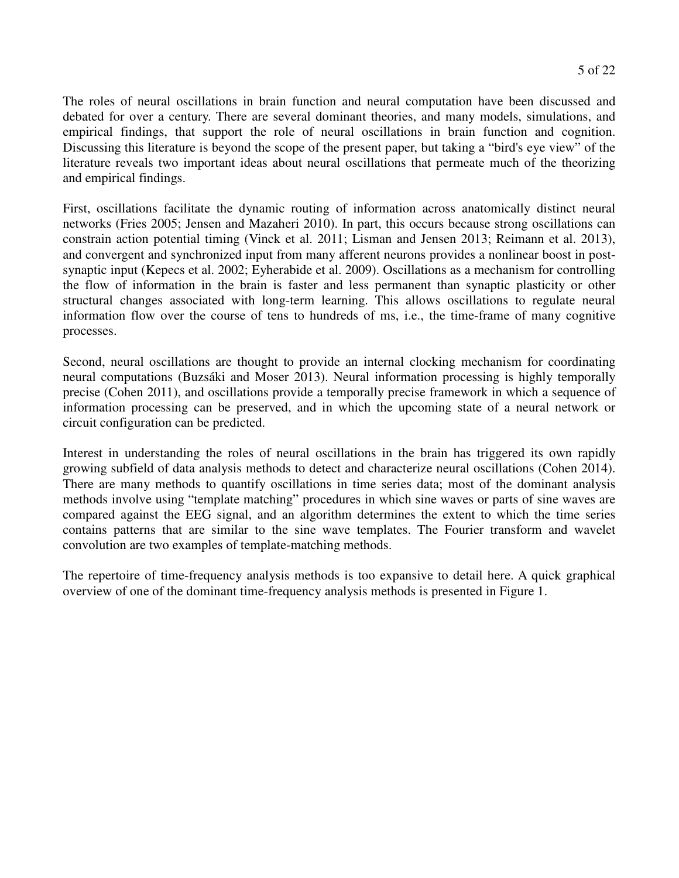The roles of neural oscillations in brain function and neural computation have been discussed and debated for over a century. There are several dominant theories, and many models, simulations, and empirical findings, that support the role of neural oscillations in brain function and cognition. Discussing this literature is beyond the scope of the present paper, but taking a "bird's eye view" of the literature reveals two important ideas about neural oscillations that permeate much of the theorizing and empirical findings.

First, oscillations facilitate the dynamic routing of information across anatomically distinct neural networks (Fries 2005; Jensen and Mazaheri 2010). In part, this occurs because strong oscillations can constrain action potential timing (Vinck et al. 2011; Lisman and Jensen 2013; Reimann et al. 2013), and convergent and synchronized input from many afferent neurons provides a nonlinear boost in post-synaptic input (Kepecs et al. 2002; Eyherabide et al. 2009). Oscillations as a mechanism for controlling the flow of information in the brain is faster and less permanent than synaptic plasticity or other structural changes associated with long-term learning. This allows oscillations to regulate neural information flow over the course of tens to hundreds of ms, i.e., the time-frame of many cognitive processes.

Second, neural oscillations are thought to provide an internal clocking mechanism for coordinating neural computations (Buzsáki and Moser 2013). Neural information processing is highly temporally precise (Cohen 2011), and oscillations provide a temporally precise framework in which a sequence of information processing can be preserved, and in which the upcoming state of a neural network or circuit configuration can be predicted.

Interest in understanding the roles of neural oscillations in the brain has triggered its own rapidly growing subfield of data analysis methods to detect and characterize neural oscillations (Cohen 2014). There are many methods to quantify oscillations in time series data; most of the dominant analysis methods involve using "template matching" procedures in which sine waves or parts of sine waves are compared against the EEG signal, and an algorithm determines the extent to which the time series contains patterns that are similar to the sine wave templates. The Fourier transform and wavelet convolution are two examples of template-matching methods.

The repertoire of time-frequency analysis methods is too expansive to detail here. A quick graphical overview of one of the dominant time-frequency analysis methods is presented in Figure 1.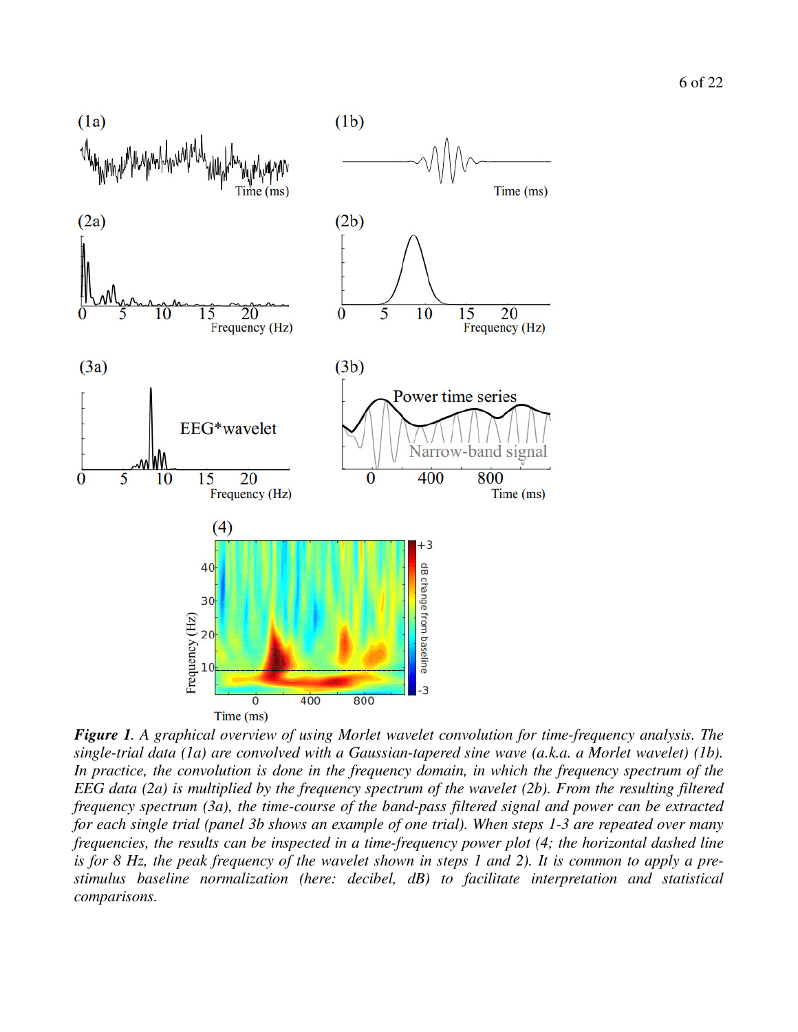***Figure 1**. A graphical overview of using Morlet wavelet convolution for time-frequency analysis. The single-trial data (1a) are convolved with a Gaussian-tapered sine wave (a.k.a. a Morlet wavelet) (1b). In practice, the convolution is done in the frequency domain, in which the frequency spectrum of the EEG data (2a) is multiplied by the frequency spectrum of the wavelet (2b). From the resulting filtered frequency spectrum (3a), the time-course of the band-pass filtered signal and power can be extracted for each single trial (panel 3b shows an example of one trial). When steps 1-3 are repeated over many frequencies, the results can be inspected in a time-frequency power plot (4; the horizontal dashed line is for 8 Hz, the peak frequency of the wavelet shown in steps 1 and 2). It is common to apply a pre-stimulus baseline normalization (here: decibel, dB) to facilitate interpretation and statistical comparisons.*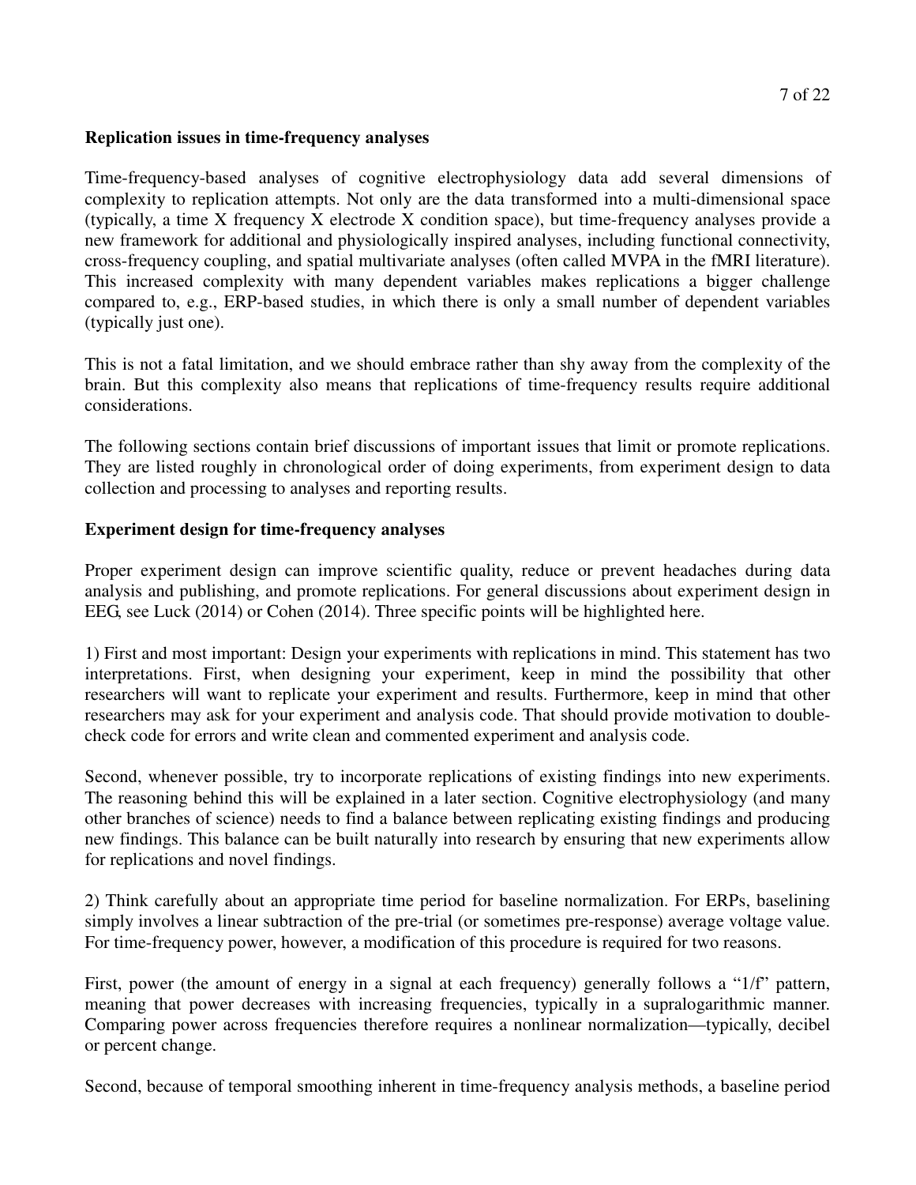### Replication issues in time-frequency analyses

Time-frequency-based analyses of cognitive electrophysiology data add several dimensions of complexity to replication attempts. Not only are the data transformed into a multi-dimensional space (typically, a time X frequency X electrode X condition space), but time-frequency analyses provide a new framework for additional and physiologically inspired analyses, including functional connectivity, cross-frequency coupling, and spatial multivariate analyses (often called MVPA in the fMRI literature). This increased complexity with many dependent variables makes replications a bigger challenge compared to, e.g., ERP-based studies, in which there is only a small number of dependent variables (typically just one).

This is not a fatal limitation, and we should embrace rather than shy away from the complexity of the brain. But this complexity also means that replications of time-frequency results require additional considerations.

The following sections contain brief discussions of important issues that limit or promote replications. They are listed roughly in chronological order of doing experiments, from experiment design to data collection and processing to analyses and reporting results.

### Experiment design for time-frequency analyses

Proper experiment design can improve scientific quality, reduce or prevent headaches during data analysis and publishing, and promote replications. For general discussions about experiment design in EEG, see Luck (2014) or Cohen (2014). Three specific points will be highlighted here.

1) First and most important: Design your experiments with replications in mind. This statement has two interpretations. First, when designing your experiment, keep in mind the possibility that other researchers will want to replicate your experiment and results. Furthermore, keep in mind that other researchers may ask for your experiment and analysis code. That should provide motivation to double-check code for errors and write clean and commented experiment and analysis code.

Second, whenever possible, try to incorporate replications of existing findings into new experiments. The reasoning behind this will be explained in a later section. Cognitive electrophysiology (and many other branches of science) needs to find a balance between replicating existing findings and producing new findings. This balance can be built naturally into research by ensuring that new experiments allow for replications and novel findings.

2) Think carefully about an appropriate time period for baseline normalization. For ERPs, baselining simply involves a linear subtraction of the pre-trial (or sometimes pre-response) average voltage value. For time-frequency power, however, a modification of this procedure is required for two reasons.

First, power (the amount of energy in a signal at each frequency) generally follows a "1/f" pattern, meaning that power decreases with increasing frequencies, typically in a supralogarithmic manner. Comparing power across frequencies therefore requires a nonlinear normalization—typically, decibel or percent change.

Second, because of temporal smoothing inherent in time-frequency analysis methods, a baseline period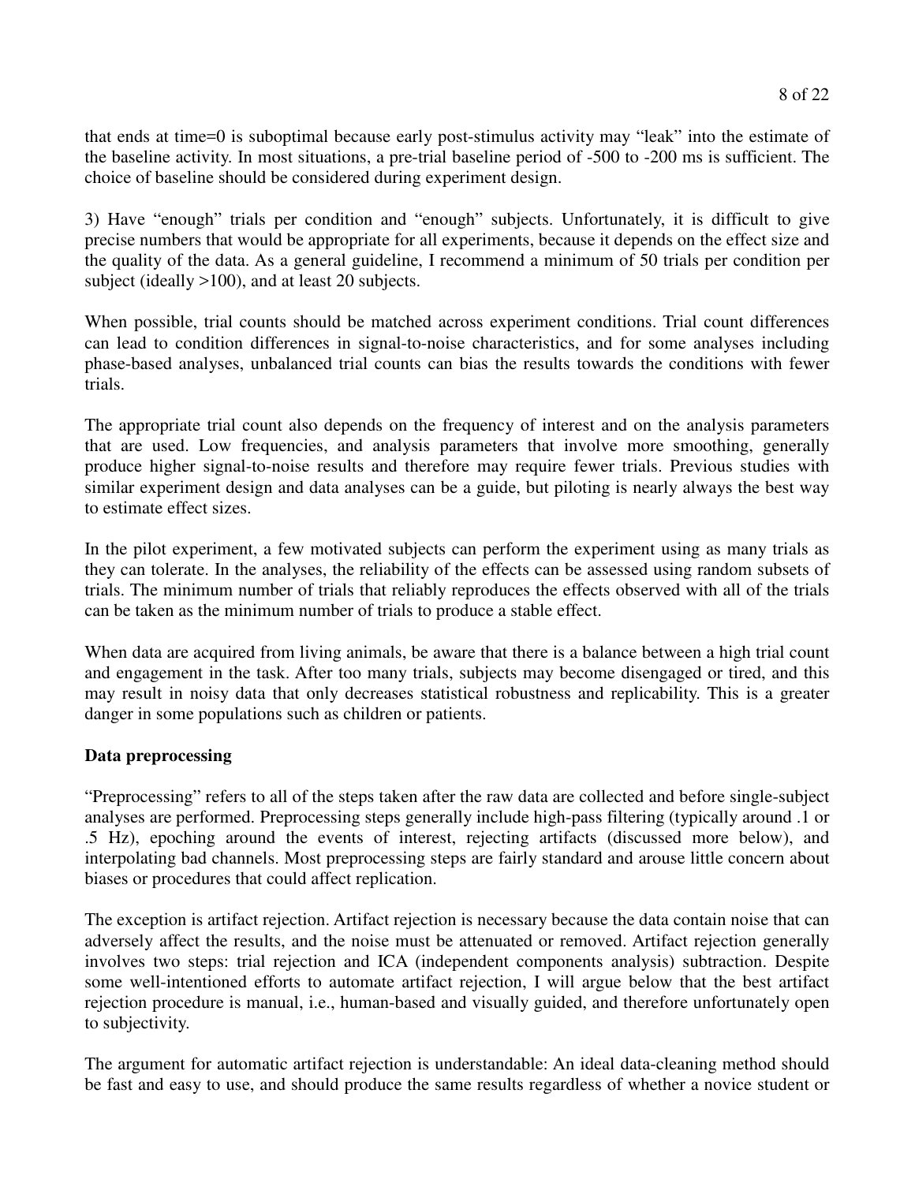that ends at time=0 is suboptimal because early post-stimulus activity may "leak" into the estimate of the baseline activity. In most situations, a pre-trial baseline period of -500 to -200 ms is sufficient. The choice of baseline should be considered during experiment design.

3) Have "enough" trials per condition and "enough" subjects. Unfortunately, it is difficult to give precise numbers that would be appropriate for all experiments, because it depends on the effect size and the quality of the data. As a general guideline, I recommend a minimum of 50 trials per condition per subject (ideally >100), and at least 20 subjects.

When possible, trial counts should be matched across experiment conditions. Trial count differences can lead to condition differences in signal-to-noise characteristics, and for some analyses including phase-based analyses, unbalanced trial counts can bias the results towards the conditions with fewer trials.

The appropriate trial count also depends on the frequency of interest and on the analysis parameters that are used. Low frequencies, and analysis parameters that involve more smoothing, generally produce higher signal-to-noise results and therefore may require fewer trials. Previous studies with similar experiment design and data analyses can be a guide, but piloting is nearly always the best way to estimate effect sizes.

In the pilot experiment, a few motivated subjects can perform the experiment using as many trials as they can tolerate. In the analyses, the reliability of the effects can be assessed using random subsets of trials. The minimum number of trials that reliably reproduces the effects observed with all of the trials can be taken as the minimum number of trials to produce a stable effect.

When data are acquired from living animals, be aware that there is a balance between a high trial count and engagement in the task. After too many trials, subjects may become disengaged or tired, and this may result in noisy data that only decreases statistical robustness and replicability. This is a greater danger in some populations such as children or patients.

**Data preprocessing**

"Preprocessing" refers to all of the steps taken after the raw data are collected and before single-subject analyses are performed. Preprocessing steps generally include high-pass filtering (typically around .1 or .5 Hz), epoching around the events of interest, rejecting artifacts (discussed more below), and interpolating bad channels. Most preprocessing steps are fairly standard and arouse little concern about biases or procedures that could affect replication.

The exception is artifact rejection. Artifact rejection is necessary because the data contain noise that can adversely affect the results, and the noise must be attenuated or removed. Artifact rejection generally involves two steps: trial rejection and ICA (independent components analysis) subtraction. Despite some well-intentioned efforts to automate artifact rejection, I will argue below that the best artifact rejection procedure is manual, i.e., human-based and visually guided, and therefore unfortunately open to subjectivity.

The argument for automatic artifact rejection is understandable: An ideal data-cleaning method should be fast and easy to use, and should produce the same results regardless of whether a novice student or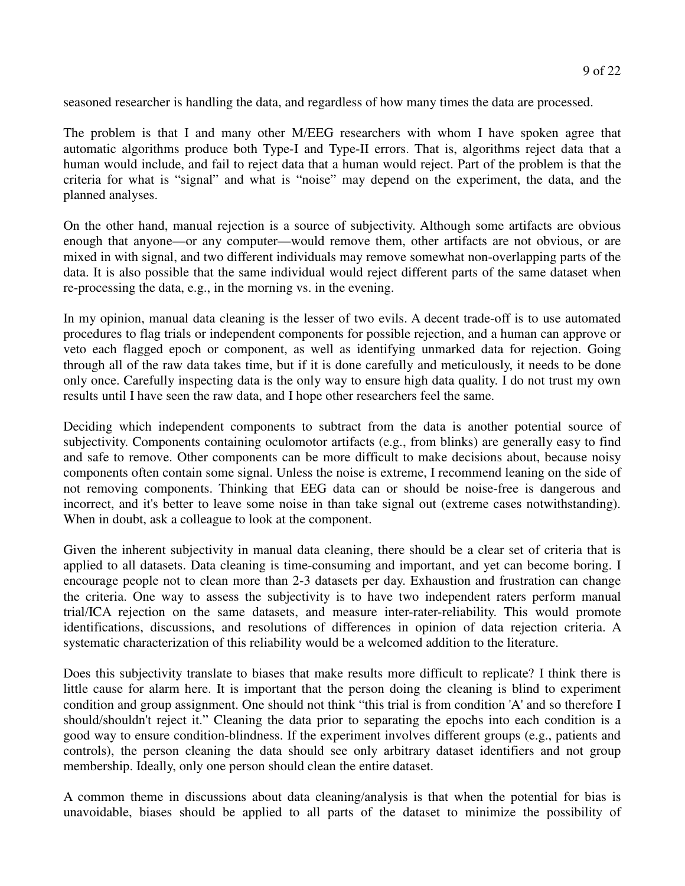seasoned researcher is handling the data, and regardless of how many times the data are processed.

The problem is that I and many other M/EEG researchers with whom I have spoken agree that automatic algorithms produce both Type-I and Type-II errors. That is, algorithms reject data that a human would include, and fail to reject data that a human would reject. Part of the problem is that the criteria for what is "signal" and what is "noise" may depend on the experiment, the data, and the planned analyses.

On the other hand, manual rejection is a source of subjectivity. Although some artifacts are obvious enough that anyone—or any computer—would remove them, other artifacts are not obvious, or are mixed in with signal, and two different individuals may remove somewhat non-overlapping parts of the data. It is also possible that the same individual would reject different parts of the same dataset when re-processing the data, e.g., in the morning vs. in the evening.

In my opinion, manual data cleaning is the lesser of two evils. A decent trade-off is to use automated procedures to flag trials or independent components for possible rejection, and a human can approve or veto each flagged epoch or component, as well as identifying unmarked data for rejection. Going through all of the raw data takes time, but if it is done carefully and meticulously, it needs to be done only once. Carefully inspecting data is the only way to ensure high data quality. I do not trust my own results until I have seen the raw data, and I hope other researchers feel the same.

Deciding which independent components to subtract from the data is another potential source of subjectivity. Components containing oculomotor artifacts (e.g., from blinks) are generally easy to find and safe to remove. Other components can be more difficult to make decisions about, because noisy components often contain some signal. Unless the noise is extreme, I recommend leaning on the side of not removing components. Thinking that EEG data can or should be noise-free is dangerous and incorrect, and it's better to leave some noise in than take signal out (extreme cases notwithstanding). When in doubt, ask a colleague to look at the component.

Given the inherent subjectivity in manual data cleaning, there should be a clear set of criteria that is applied to all datasets. Data cleaning is time-consuming and important, and yet can become boring. I encourage people not to clean more than 2-3 datasets per day. Exhaustion and frustration can change the criteria. One way to assess the subjectivity is to have two independent raters perform manual trial/ICA rejection on the same datasets, and measure inter-rater-reliability. This would promote identifications, discussions, and resolutions of differences in opinion of data rejection criteria. A systematic characterization of this reliability would be a welcomed addition to the literature.

Does this subjectivity translate to biases that make results more difficult to replicate? I think there is little cause for alarm here. It is important that the person doing the cleaning is blind to experiment condition and group assignment. One should not think "this trial is from condition 'A' and so therefore I should/shouldn't reject it." Cleaning the data prior to separating the epochs into each condition is a good way to ensure condition-blindness. If the experiment involves different groups (e.g., patients and controls), the person cleaning the data should see only arbitrary dataset identifiers and not group membership. Ideally, only one person should clean the entire dataset.

A common theme in discussions about data cleaning/analysis is that when the potential for bias is unavoidable, biases should be applied to all parts of the dataset to minimize the possibility of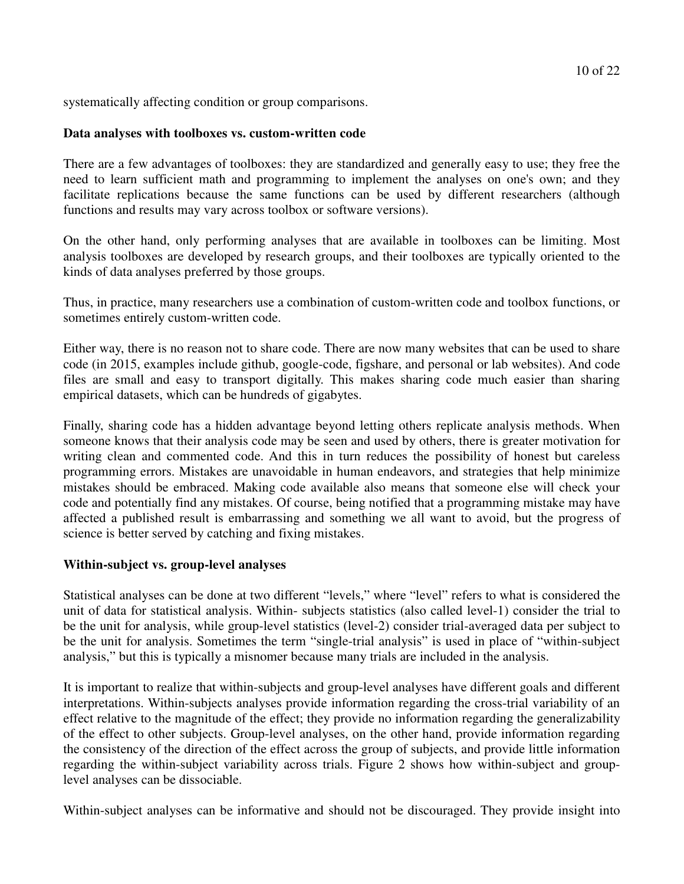systematically affecting condition or group comparisons.

**Data analyses with toolboxes vs. custom-written code**

There are a few advantages of toolboxes: they are standardized and generally easy to use; they free the need to learn sufficient math and programming to implement the analyses on one's own; and they facilitate replications because the same functions can be used by different researchers (although functions and results may vary across toolbox or software versions).

On the other hand, only performing analyses that are available in toolboxes can be limiting. Most analysis toolboxes are developed by research groups, and their toolboxes are typically oriented to the kinds of data analyses preferred by those groups.

Thus, in practice, many researchers use a combination of custom-written code and toolbox functions, or sometimes entirely custom-written code.

Either way, there is no reason not to share code. There are now many websites that can be used to share code (in 2015, examples include github, google-code, figshare, and personal or lab websites). And code files are small and easy to transport digitally. This makes sharing code much easier than sharing empirical datasets, which can be hundreds of gigabytes.

Finally, sharing code has a hidden advantage beyond letting others replicate analysis methods. When someone knows that their analysis code may be seen and used by others, there is greater motivation for writing clean and commented code. And this in turn reduces the possibility of honest but careless programming errors. Mistakes are unavoidable in human endeavors, and strategies that help minimize mistakes should be embraced. Making code available also means that someone else will check your code and potentially find any mistakes. Of course, being notified that a programming mistake may have affected a published result is embarrassing and something we all want to avoid, but the progress of science is better served by catching and fixing mistakes.

**Within-subject vs. group-level analyses**

Statistical analyses can be done at two different "levels," where "level" refers to what is considered the unit of data for statistical analysis. Within- subjects statistics (also called level-1) consider the trial to be the unit for analysis, while group-level statistics (level-2) consider trial-averaged data per subject to be the unit for analysis. Sometimes the term "single-trial analysis" is used in place of "within-subject analysis," but this is typically a misnomer because many trials are included in the analysis.

It is important to realize that within-subjects and group-level analyses have different goals and different interpretations. Within-subjects analyses provide information regarding the cross-trial variability of an effect relative to the magnitude of the effect; they provide no information regarding the generalizability of the effect to other subjects. Group-level analyses, on the other hand, provide information regarding the consistency of the direction of the effect across the group of subjects, and provide little information regarding the within-subject variability across trials. Figure 2 shows how within-subject and group-level analyses can be dissociable.

Within-subject analyses can be informative and should not be discouraged. They provide insight into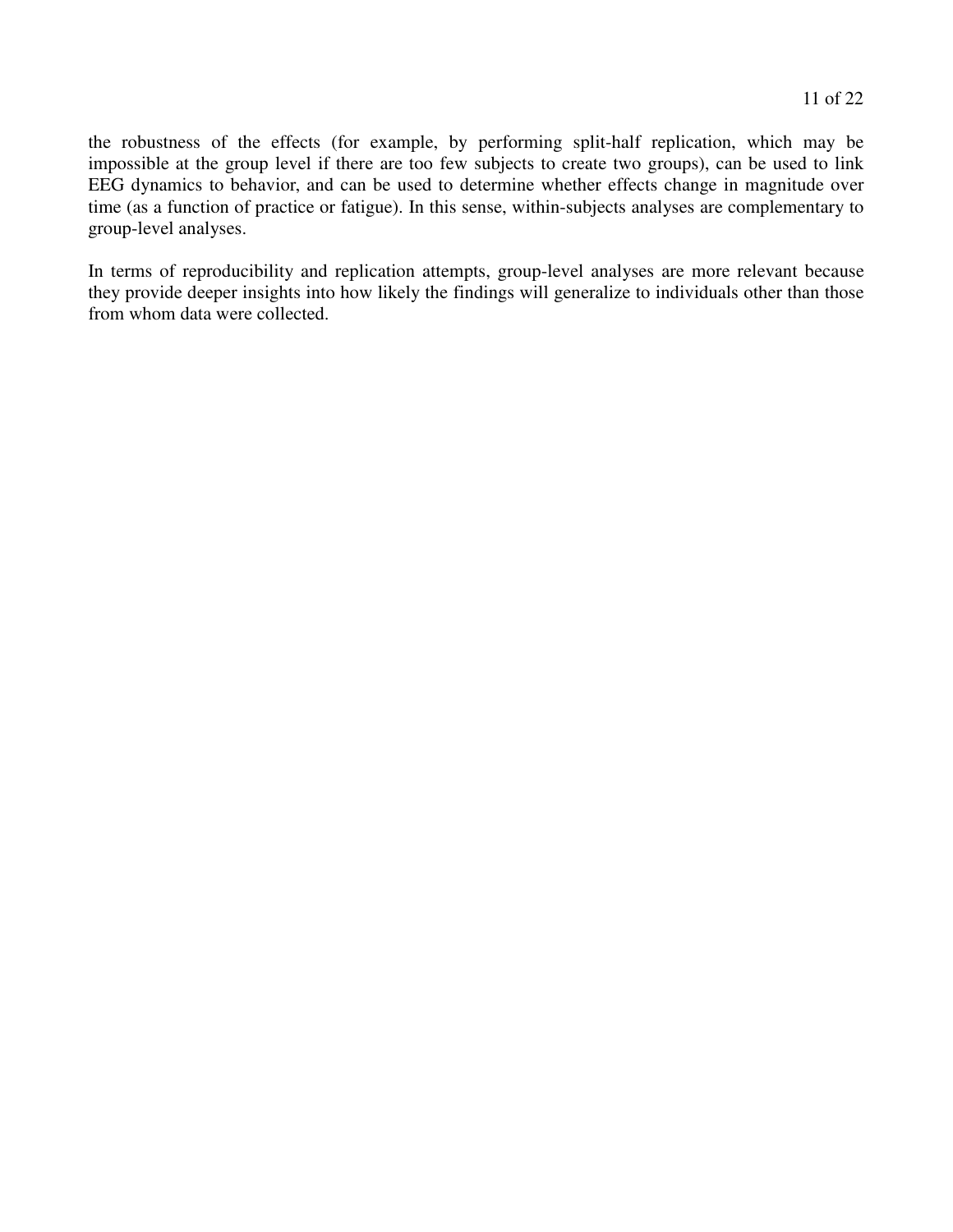the robustness of the effects (for example, by performing split-half replication, which may be impossible at the group level if there are too few subjects to create two groups), can be used to link EEG dynamics to behavior, and can be used to determine whether effects change in magnitude over time (as a function of practice or fatigue). In this sense, within-subjects analyses are complementary to group-level analyses.

In terms of reproducibility and replication attempts, group-level analyses are more relevant because they provide deeper insights into how likely the findings will generalize to individuals other than those from whom data were collected.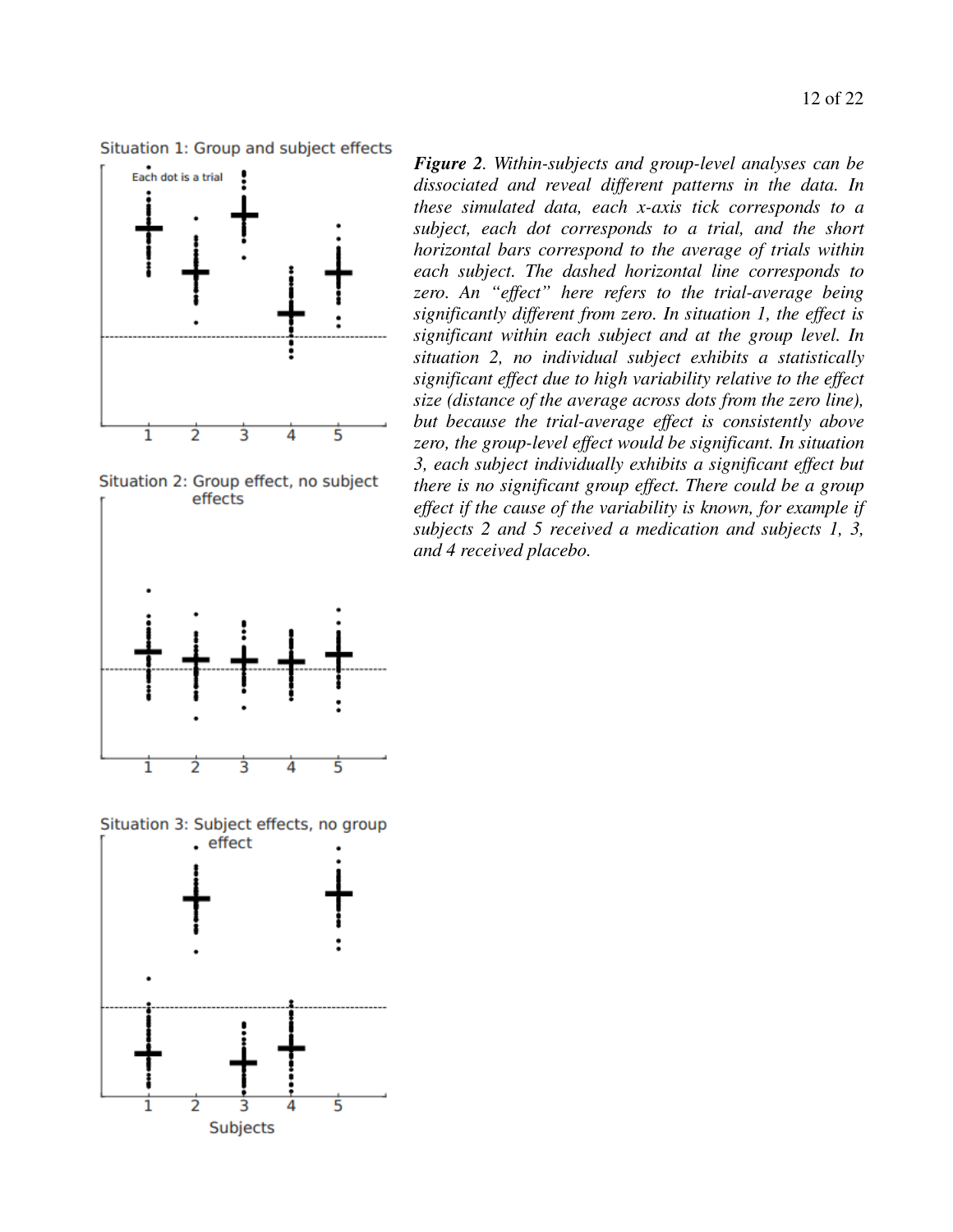*Figure 2. Within-subjects and group-level analyses can be dissociated and reveal different patterns in the data. In these simulated data, each x-axis tick corresponds to a subject, each dot corresponds to a trial, and the short horizontal bars correspond to the average of trials within each subject. The dashed horizontal line corresponds to zero. An "effect" here refers to the trial-average being significantly different from zero. In situation 1, the effect is significant within each subject and at the group level. In situation 2, no individual subject exhibits a statistically significant effect due to high variability relative to the effect size (distance of the average across dots from the zero line), but because the trial-average effect is consistently above zero, the group-level effect would be significant. In situation 3, each subject individually exhibits a significant effect but there is no significant group effect. There could be a group effect if the cause of the variability is known, for example if subjects 2 and 5 received a medication and subjects 1, 3, and 4 received placebo.*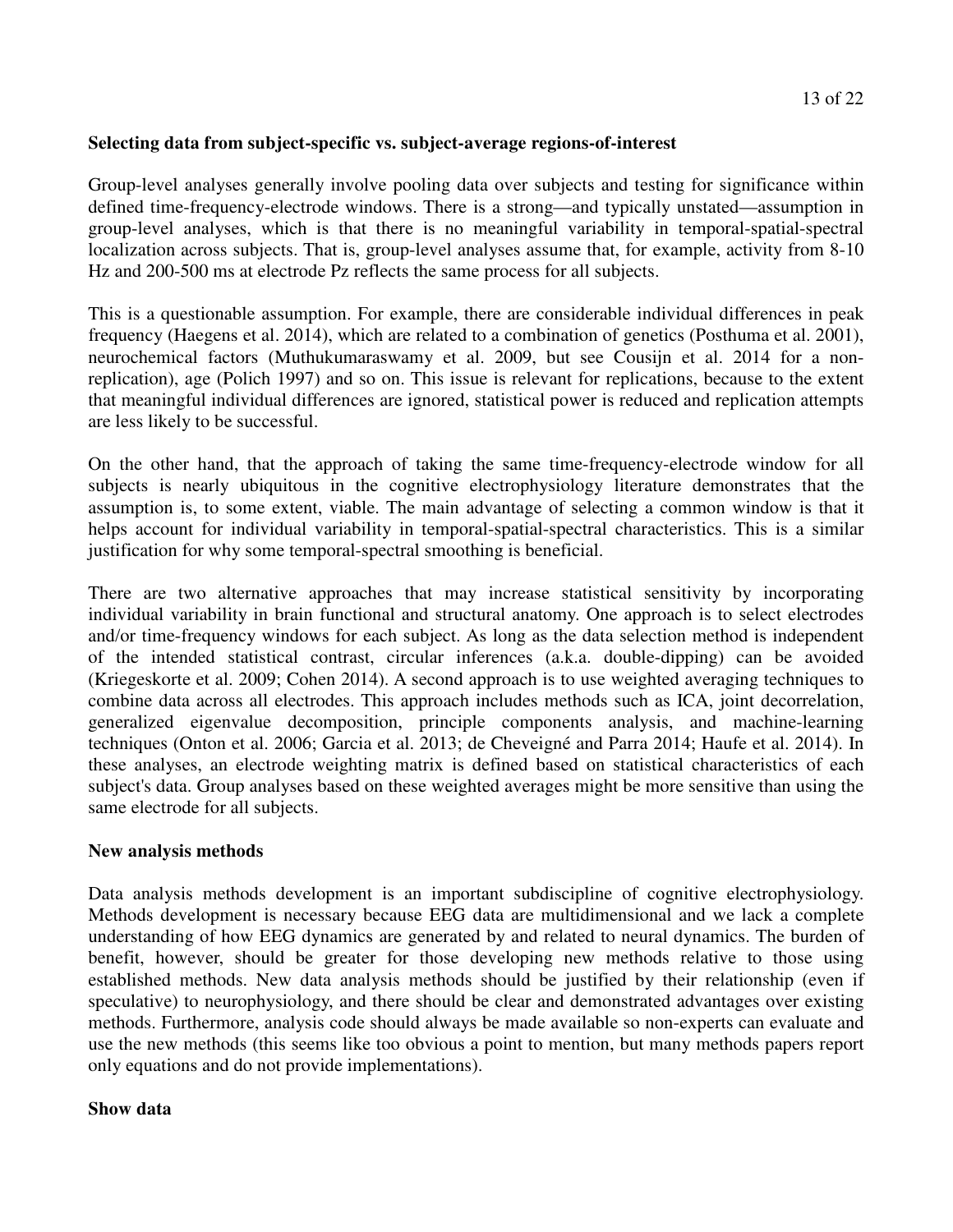**Selecting data from subject-specific vs. subject-average regions-of-interest**

Group-level analyses generally involve pooling data over subjects and testing for significance within defined time-frequency-electrode windows. There is a strong—and typically unstated—assumption in group-level analyses, which is that there is no meaningful variability in temporal-spatial-spectral localization across subjects. That is, group-level analyses assume that, for example, activity from 8-10 Hz and 200-500 ms at electrode Pz reflects the same process for all subjects.

This is a questionable assumption. For example, there are considerable individual differences in peak frequency (Haegens et al. 2014), which are related to a combination of genetics (Posthuma et al. 2001), neurochemical factors (Muthukumaraswamy et al. 2009, but see Cousijn et al. 2014 for a non-replication), age (Polich 1997) and so on. This issue is relevant for replications, because to the extent that meaningful individual differences are ignored, statistical power is reduced and replication attempts are less likely to be successful.

On the other hand, that the approach of taking the same time-frequency-electrode window for all subjects is nearly ubiquitous in the cognitive electrophysiology literature demonstrates that the assumption is, to some extent, viable. The main advantage of selecting a common window is that it helps account for individual variability in temporal-spatial-spectral characteristics. This is a similar justification for why some temporal-spectral smoothing is beneficial.

There are two alternative approaches that may increase statistical sensitivity by incorporating individual variability in brain functional and structural anatomy. One approach is to select electrodes and/or time-frequency windows for each subject. As long as the data selection method is independent of the intended statistical contrast, circular inferences (a.k.a. double-dipping) can be avoided (Kriegeskorte et al. 2009; Cohen 2014). A second approach is to use weighted averaging techniques to combine data across all electrodes. This approach includes methods such as ICA, joint decorrelation, generalized eigenvalue decomposition, principle components analysis, and machine-learning techniques (Onton et al. 2006; Garcia et al. 2013; de Cheveigné and Parra 2014; Haufe et al. 2014). In these analyses, an electrode weighting matrix is defined based on statistical characteristics of each subject's data. Group analyses based on these weighted averages might be more sensitive than using the same electrode for all subjects.

**New analysis methods**

Data analysis methods development is an important subdiscipline of cognitive electrophysiology. Methods development is necessary because EEG data are multidimensional and we lack a complete understanding of how EEG dynamics are generated by and related to neural dynamics. The burden of benefit, however, should be greater for those developing new methods relative to those using established methods. New data analysis methods should be justified by their relationship (even if speculative) to neurophysiology, and there should be clear and demonstrated advantages over existing methods. Furthermore, analysis code should always be made available so non-experts can evaluate and use the new methods (this seems like too obvious a point to mention, but many methods papers report only equations and do not provide implementations).

**Show data**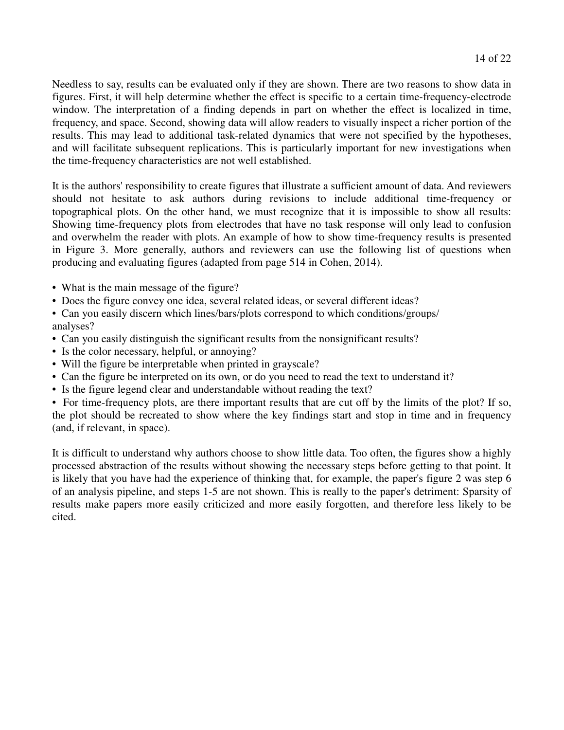Needless to say, results can be evaluated only if they are shown. There are two reasons to show data in figures. First, it will help determine whether the effect is specific to a certain time-frequency-electrode window. The interpretation of a finding depends in part on whether the effect is localized in time, frequency, and space. Second, showing data will allow readers to visually inspect a richer portion of the results. This may lead to additional task-related dynamics that were not specified by the hypotheses, and will facilitate subsequent replications. This is particularly important for new investigations when the time-frequency characteristics are not well established.

It is the authors' responsibility to create figures that illustrate a sufficient amount of data. And reviewers should not hesitate to ask authors during revisions to include additional time-frequency or topographical plots. On the other hand, we must recognize that it is impossible to show all results: Showing time-frequency plots from electrodes that have no task response will only lead to confusion and overwhelm the reader with plots. An example of how to show time-frequency results is presented in Figure 3. More generally, authors and reviewers can use the following list of questions when producing and evaluating figures (adapted from page 514 in Cohen, 2014).

- What is the main message of the figure?
- Does the figure convey one idea, several related ideas, or several different ideas?
- Can you easily discern which lines/bars/plots correspond to which conditions/groups/analyses?
- Can you easily distinguish the significant results from the nonsignificant results?
- Is the color necessary, helpful, or annoying?
- Will the figure be interpretable when printed in grayscale?
- Can the figure be interpreted on its own, or do you need to read the text to understand it?
- Is the figure legend clear and understandable without reading the text?
- For time-frequency plots, are there important results that are cut off by the limits of the plot? If so, the plot should be recreated to show where the key findings start and stop in time and in frequency (and, if relevant, in space).

It is difficult to understand why authors choose to show little data. Too often, the figures show a highly processed abstraction of the results without showing the necessary steps before getting to that point. It is likely that you have had the experience of thinking that, for example, the paper's figure 2 was step 6 of an analysis pipeline, and steps 1-5 are not shown. This is really to the paper's detriment: Sparsity of results make papers more easily criticized and more easily forgotten, and therefore less likely to be cited.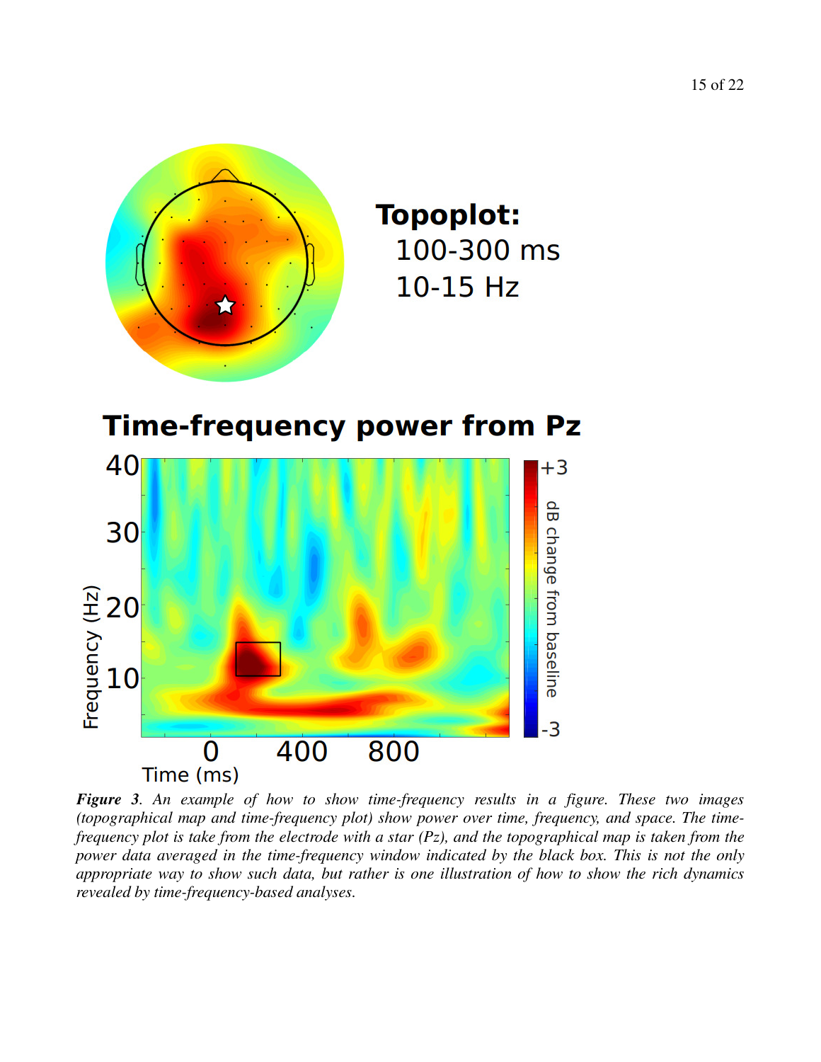***Figure 3***. *An example of how to show time-frequency results in a figure. These two images (topographical map and time-frequency plot) show power over time, frequency, and space. The time-frequency plot is take from the electrode with a star (Pz), and the topographical map is taken from the power data averaged in the time-frequency window indicated by the black box. This is not the only appropriate way to show such data, but rather is one illustration of how to show the rich dynamics revealed by time-frequency-based analyses.*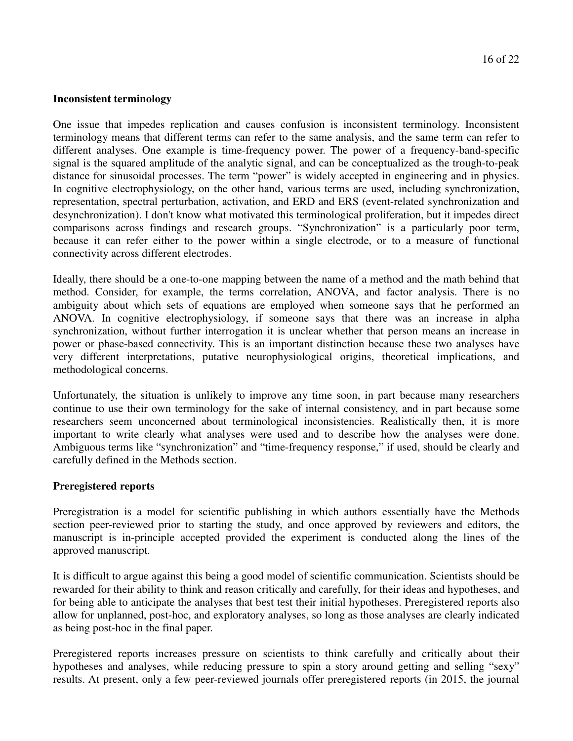## Inconsistent terminology

One issue that impedes replication and causes confusion is inconsistent terminology. Inconsistent terminology means that different terms can refer to the same analysis, and the same term can refer to different analyses. One example is time-frequency power. The power of a frequency-band-specific signal is the squared amplitude of the analytic signal, and can be conceptualized as the trough-to-peak distance for sinusoidal processes. The term "power" is widely accepted in engineering and in physics. In cognitive electrophysiology, on the other hand, various terms are used, including synchronization, representation, spectral perturbation, activation, and ERD and ERS (event-related synchronization and desynchronization). I don't know what motivated this terminological proliferation, but it impedes direct comparisons across findings and research groups. "Synchronization" is a particularly poor term, because it can refer either to the power within a single electrode, or to a measure of functional connectivity across different electrodes.

Ideally, there should be a one-to-one mapping between the name of a method and the math behind that method. Consider, for example, the terms correlation, ANOVA, and factor analysis. There is no ambiguity about which sets of equations are employed when someone says that he performed an ANOVA. In cognitive electrophysiology, if someone says that there was an increase in alpha synchronization, without further interrogation it is unclear whether that person means an increase in power or phase-based connectivity. This is an important distinction because these two analyses have very different interpretations, putative neurophysiological origins, theoretical implications, and methodological concerns.

Unfortunately, the situation is unlikely to improve any time soon, in part because many researchers continue to use their own terminology for the sake of internal consistency, and in part because some researchers seem unconcerned about terminological inconsistencies. Realistically then, it is more important to write clearly what analyses were used and to describe how the analyses were done. Ambiguous terms like "synchronization" and "time-frequency response," if used, should be clearly and carefully defined in the Methods section.

## Preregistered reports

Preregistration is a model for scientific publishing in which authors essentially have the Methods section peer-reviewed prior to starting the study, and once approved by reviewers and editors, the manuscript is in-principle accepted provided the experiment is conducted along the lines of the approved manuscript.

It is difficult to argue against this being a good model of scientific communication. Scientists should be rewarded for their ability to think and reason critically and carefully, for their ideas and hypotheses, and for being able to anticipate the analyses that best test their initial hypotheses. Preregistered reports also allow for unplanned, post-hoc, and exploratory analyses, so long as those analyses are clearly indicated as being post-hoc in the final paper.

Preregistered reports increases pressure on scientists to think carefully and critically about their hypotheses and analyses, while reducing pressure to spin a story around getting and selling "sexy" results. At present, only a few peer-reviewed journals offer preregistered reports (in 2015, the journal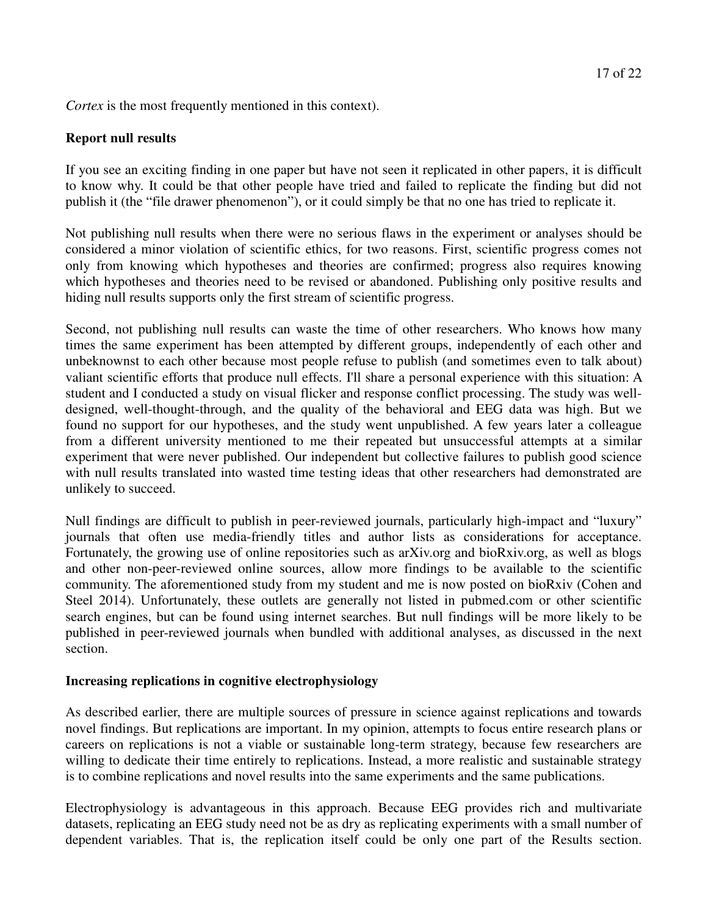*Cortex* is the most frequently mentioned in this context).

**Report null results**

If you see an exciting finding in one paper but have not seen it replicated in other papers, it is difficult to know why. It could be that other people have tried and failed to replicate the finding but did not publish it (the "file drawer phenomenon"), or it could simply be that no one has tried to replicate it.

Not publishing null results when there were no serious flaws in the experiment or analyses should be considered a minor violation of scientific ethics, for two reasons. First, scientific progress comes not only from knowing which hypotheses and theories are confirmed; progress also requires knowing which hypotheses and theories need to be revised or abandoned. Publishing only positive results and hiding null results supports only the first stream of scientific progress.

Second, not publishing null results can waste the time of other researchers. Who knows how many times the same experiment has been attempted by different groups, independently of each other and unbeknownst to each other because most people refuse to publish (and sometimes even to talk about) valiant scientific efforts that produce null effects. I'll share a personal experience with this situation: A student and I conducted a study on visual flicker and response conflict processing. The study was well-designed, well-thought-through, and the quality of the behavioral and EEG data was high. But we found no support for our hypotheses, and the study went unpublished. A few years later a colleague from a different university mentioned to me their repeated but unsuccessful attempts at a similar experiment that were never published. Our independent but collective failures to publish good science with null results translated into wasted time testing ideas that other researchers had demonstrated are unlikely to succeed.

Null findings are difficult to publish in peer-reviewed journals, particularly high-impact and "luxury" journals that often use media-friendly titles and author lists as considerations for acceptance. Fortunately, the growing use of online repositories such as arXiv.org and bioRxiv.org, as well as blogs and other non-peer-reviewed online sources, allow more findings to be available to the scientific community. The aforementioned study from my student and me is now posted on bioRxiv (Cohen and Steel 2014). Unfortunately, these outlets are generally not listed in pubmed.com or other scientific search engines, but can be found using internet searches. But null findings will be more likely to be published in peer-reviewed journals when bundled with additional analyses, as discussed in the next section.

**Increasing replications in cognitive electrophysiology**

As described earlier, there are multiple sources of pressure in science against replications and towards novel findings. But replications are important. In my opinion, attempts to focus entire research plans or careers on replications is not a viable or sustainable long-term strategy, because few researchers are willing to dedicate their time entirely to replications. Instead, a more realistic and sustainable strategy is to combine replications and novel results into the same experiments and the same publications.

Electrophysiology is advantageous in this approach. Because EEG provides rich and multivariate datasets, replicating an EEG study need not be as dry as replicating experiments with a small number of dependent variables. That is, the replication itself could be only one part of the Results section.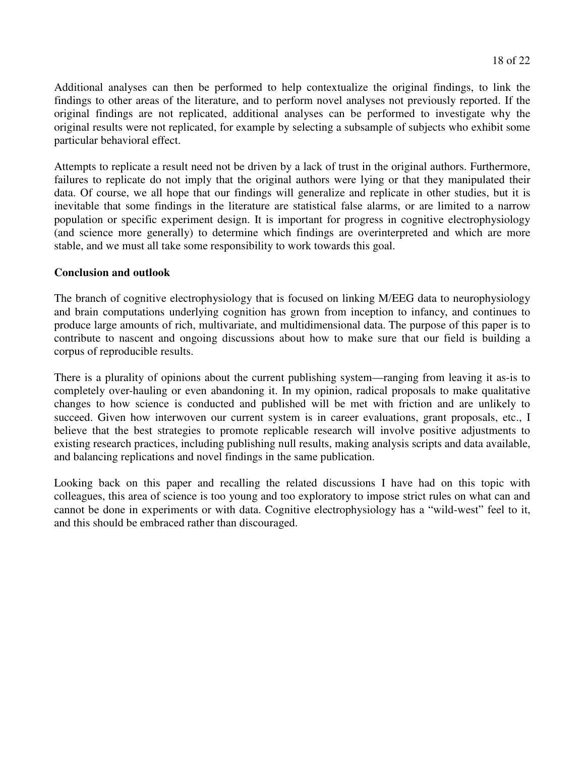Additional analyses can then be performed to help contextualize the original findings, to link the findings to other areas of the literature, and to perform novel analyses not previously reported. If the original findings are not replicated, additional analyses can be performed to investigate why the original results were not replicated, for example by selecting a subsample of subjects who exhibit some particular behavioral effect.

Attempts to replicate a result need not be driven by a lack of trust in the original authors. Furthermore, failures to replicate do not imply that the original authors were lying or that they manipulated their data. Of course, we all hope that our findings will generalize and replicate in other studies, but it is inevitable that some findings in the literature are statistical false alarms, or are limited to a narrow population or specific experiment design. It is important for progress in cognitive electrophysiology (and science more generally) to determine which findings are overinterpreted and which are more stable, and we must all take some responsibility to work towards this goal.

**Conclusion and outlook**

The branch of cognitive electrophysiology that is focused on linking M/EEG data to neurophysiology and brain computations underlying cognition has grown from inception to infancy, and continues to produce large amounts of rich, multivariate, and multidimensional data. The purpose of this paper is to contribute to nascent and ongoing discussions about how to make sure that our field is building a corpus of reproducible results.

There is a plurality of opinions about the current publishing system—ranging from leaving it as-is to completely over-hauling or even abandoning it. In my opinion, radical proposals to make qualitative changes to how science is conducted and published will be met with friction and are unlikely to succeed. Given how interwoven our current system is in career evaluations, grant proposals, etc., I believe that the best strategies to promote replicable research will involve positive adjustments to existing research practices, including publishing null results, making analysis scripts and data available, and balancing replications and novel findings in the same publication.

Looking back on this paper and recalling the related discussions I have had on this topic with colleagues, this area of science is too young and too exploratory to impose strict rules on what can and cannot be done in experiments or with data. Cognitive electrophysiology has a "wild-west" feel to it, and this should be embraced rather than discouraged.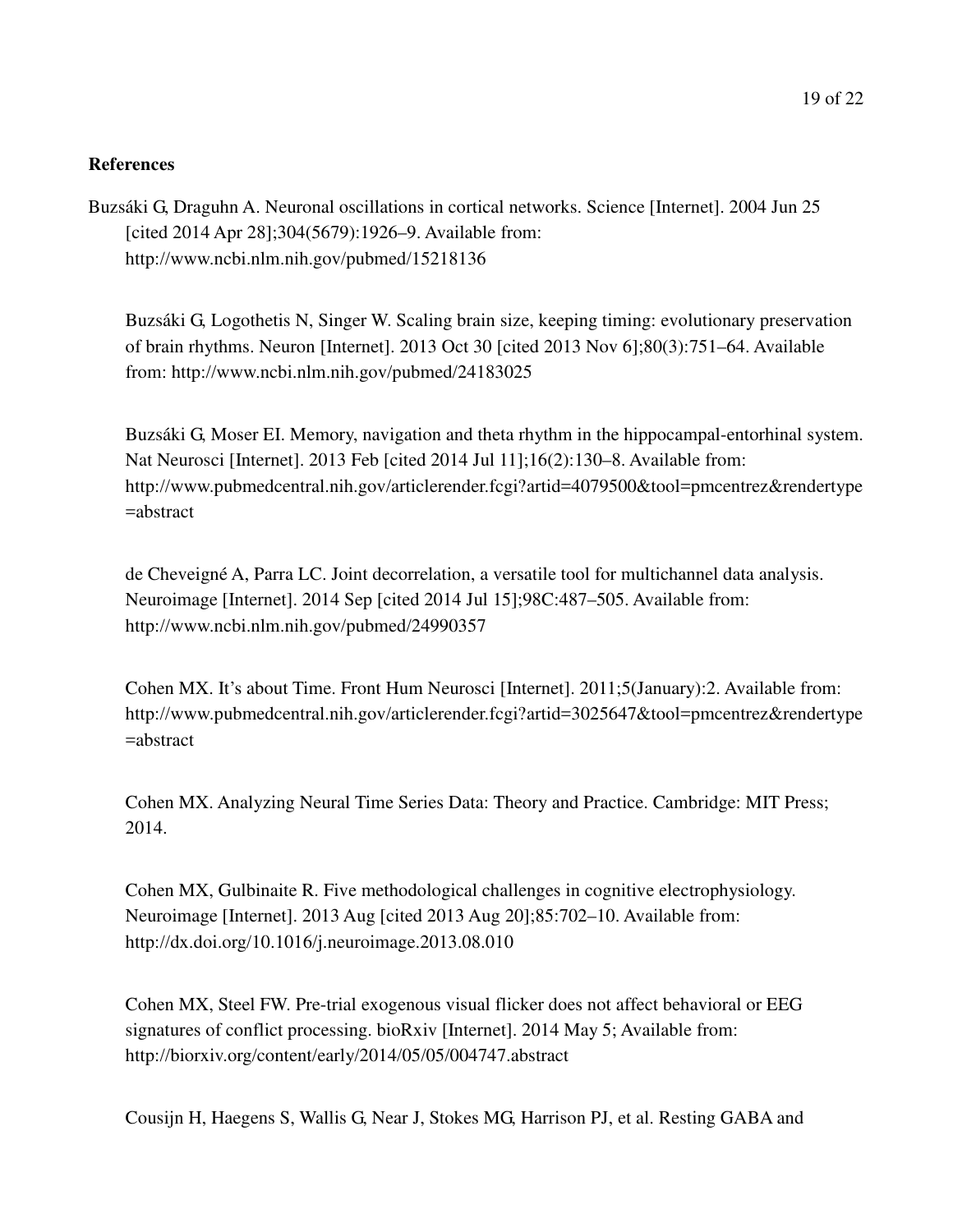**References**

Buzsáki G, Draguhn A. Neuronal oscillations in cortical networks. Science [Internet]. 2004 Jun 25 [cited 2014 Apr 28];304(5679):1926–9. Available from: http://www.ncbi.nlm.nih.gov/pubmed/15218136

Buzsáki G, Logothetis N, Singer W. Scaling brain size, keeping timing: evolutionary preservation of brain rhythms. Neuron [Internet]. 2013 Oct 30 [cited 2013 Nov 6];80(3):751–64. Available from: http://www.ncbi.nlm.nih.gov/pubmed/24183025

Buzsáki G, Moser EI. Memory, navigation and theta rhythm in the hippocampal-entorhinal system. Nat Neurosci [Internet]. 2013 Feb [cited 2014 Jul 11];16(2):130–8. Available from: http://www.pubmedcentral.nih.gov/articlerender.fcgi?artid=4079500&tool=pmcentrez&rendertype=abstract

de Cheveigné A, Parra LC. Joint decorrelation, a versatile tool for multichannel data analysis. Neuroimage [Internet]. 2014 Sep [cited 2014 Jul 15];98C:487–505. Available from: http://www.ncbi.nlm.nih.gov/pubmed/24990357

Cohen MX. It's about Time. Front Hum Neurosci [Internet]. 2011;5(January):2. Available from: http://www.pubmedcentral.nih.gov/articlerender.fcgi?artid=3025647&tool=pmcentrez&rendertype=abstract

Cohen MX. Analyzing Neural Time Series Data: Theory and Practice. Cambridge: MIT Press; 2014.

Cohen MX, Gulbinaite R. Five methodological challenges in cognitive electrophysiology. Neuroimage [Internet]. 2013 Aug [cited 2013 Aug 20];85:702–10. Available from: http://dx.doi.org/10.1016/j.neuroimage.2013.08.010

Cohen MX, Steel FW. Pre-trial exogenous visual flicker does not affect behavioral or EEG signatures of conflict processing. bioRxiv [Internet]. 2014 May 5; Available from: http://biorxiv.org/content/early/2014/05/05/004747.abstract

Cousijn H, Haegens S, Wallis G, Near J, Stokes MG, Harrison PJ, et al. Resting GABA and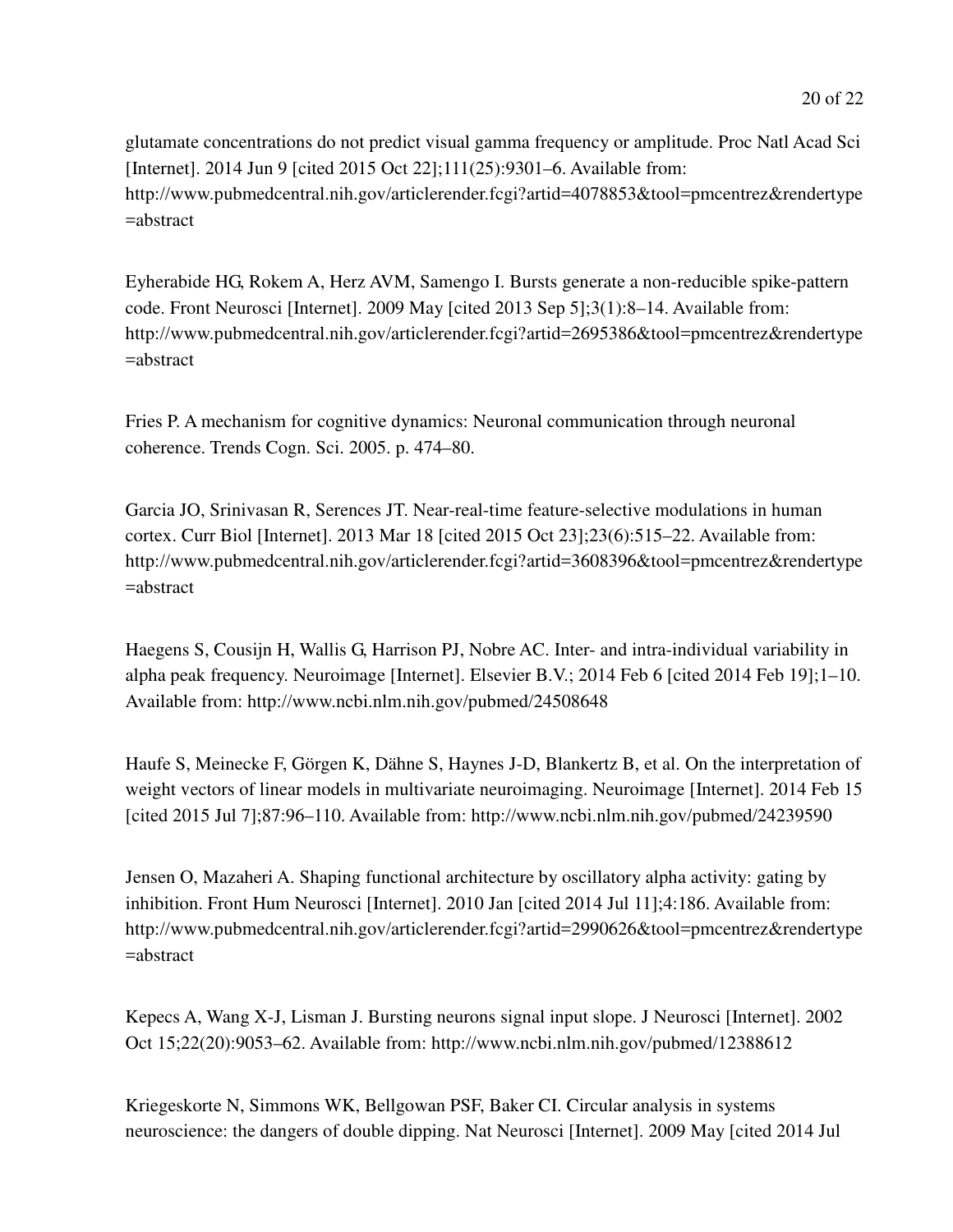glutamate concentrations do not predict visual gamma frequency or amplitude. Proc Natl Acad Sci [Internet]. 2014 Jun 9 [cited 2015 Oct 22];111(25):9301–6. Available from: http://www.pubmedcentral.nih.gov/articlerender.fcgi?artid=4078853&tool=pmcentrez&rendertype=abstract

Eyherabide HG, Rokem A, Herz AVM, Samengo I. Bursts generate a non-reducible spike-pattern code. Front Neurosci [Internet]. 2009 May [cited 2013 Sep 5];3(1):8–14. Available from: http://www.pubmedcentral.nih.gov/articlerender.fcgi?artid=2695386&tool=pmcentrez&rendertype=abstract

Fries P. A mechanism for cognitive dynamics: Neuronal communication through neuronal coherence. Trends Cogn. Sci. 2005. p. 474–80.

Garcia JO, Srinivasan R, Serences JT. Near-real-time feature-selective modulations in human cortex. Curr Biol [Internet]. 2013 Mar 18 [cited 2015 Oct 23];23(6):515–22. Available from: http://www.pubmedcentral.nih.gov/articlerender.fcgi?artid=3608396&tool=pmcentrez&rendertype=abstract

Haegens S, Cousijn H, Wallis G, Harrison PJ, Nobre AC. Inter- and intra-individual variability in alpha peak frequency. Neuroimage [Internet]. Elsevier B.V.; 2014 Feb 6 [cited 2014 Feb 19];1–10. Available from: http://www.ncbi.nlm.nih.gov/pubmed/24508648

Haufe S, Meinecke F, Görgen K, Dähne S, Haynes J-D, Blankertz B, et al. On the interpretation of weight vectors of linear models in multivariate neuroimaging. Neuroimage [Internet]. 2014 Feb 15 [cited 2015 Jul 7];87:96–110. Available from: http://www.ncbi.nlm.nih.gov/pubmed/24239590

Jensen O, Mazaheri A. Shaping functional architecture by oscillatory alpha activity: gating by inhibition. Front Hum Neurosci [Internet]. 2010 Jan [cited 2014 Jul 11];4:186. Available from: http://www.pubmedcentral.nih.gov/articlerender.fcgi?artid=2990626&tool=pmcentrez&rendertype=abstract

Kepecs A, Wang X-J, Lisman J. Bursting neurons signal input slope. J Neurosci [Internet]. 2002 Oct 15;22(20):9053–62. Available from: http://www.ncbi.nlm.nih.gov/pubmed/12388612

Kriegeskorte N, Simmons WK, Bellgowan PSF, Baker CI. Circular analysis in systems neuroscience: the dangers of double dipping. Nat Neurosci [Internet]. 2009 May [cited 2014 Jul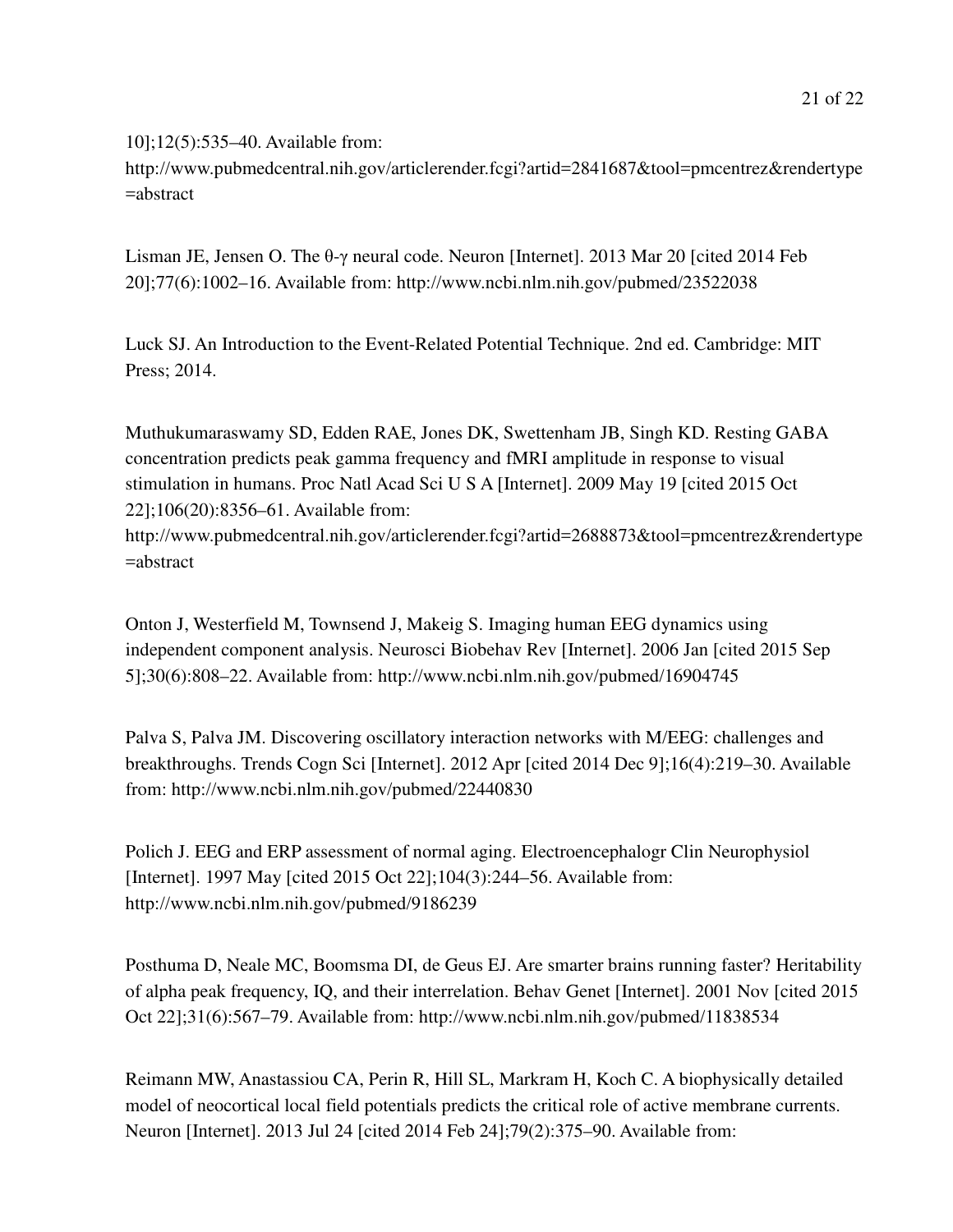10];12(5):535–40. Available from: http://www.pubmedcentral.nih.gov/articlerender.fcgi?artid=2841687&tool=pmcentrez&rendertype=abstract

Lisman JE, Jensen O. The θ-γ neural code. Neuron [Internet]. 2013 Mar 20 [cited 2014 Feb 20];77(6):1002–16. Available from: http://www.ncbi.nlm.nih.gov/pubmed/23522038

Luck SJ. An Introduction to the Event-Related Potential Technique. 2nd ed. Cambridge: MIT Press; 2014.

Muthukumaraswamy SD, Edden RAE, Jones DK, Swettenham JB, Singh KD. Resting GABA concentration predicts peak gamma frequency and fMRI amplitude in response to visual stimulation in humans. Proc Natl Acad Sci U S A [Internet]. 2009 May 19 [cited 2015 Oct 22];106(20):8356–61. Available from: http://www.pubmedcentral.nih.gov/articlerender.fcgi?artid=2688873&tool=pmcentrez&rendertype=abstract

Onton J, Westerfield M, Townsend J, Makeig S. Imaging human EEG dynamics using independent component analysis. Neurosci Biobehav Rev [Internet]. 2006 Jan [cited 2015 Sep 5];30(6):808–22. Available from: http://www.ncbi.nlm.nih.gov/pubmed/16904745

Palva S, Palva JM. Discovering oscillatory interaction networks with M/EEG: challenges and breakthroughs. Trends Cogn Sci [Internet]. 2012 Apr [cited 2014 Dec 9];16(4):219–30. Available from: http://www.ncbi.nlm.nih.gov/pubmed/22440830

Polich J. EEG and ERP assessment of normal aging. Electroencephalogr Clin Neurophysiol [Internet]. 1997 May [cited 2015 Oct 22];104(3):244–56. Available from: http://www.ncbi.nlm.nih.gov/pubmed/9186239

Posthuma D, Neale MC, Boomsma DI, de Geus EJ. Are smarter brains running faster? Heritability of alpha peak frequency, IQ, and their interrelation. Behav Genet [Internet]. 2001 Nov [cited 2015 Oct 22];31(6):567–79. Available from: http://www.ncbi.nlm.nih.gov/pubmed/11838534

Reimann MW, Anastassiou CA, Perin R, Hill SL, Markram H, Koch C. A biophysically detailed model of neocortical local field potentials predicts the critical role of active membrane currents. Neuron [Internet]. 2013 Jul 24 [cited 2014 Feb 24];79(2):375–90. Available from: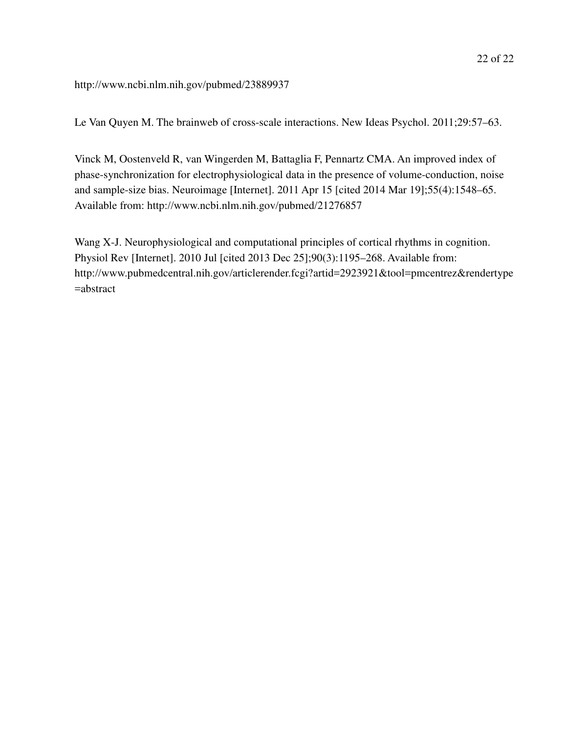http://www.ncbi.nlm.nih.gov/pubmed/23889937

Le Van Quyen M. The brainweb of cross-scale interactions. New Ideas Psychol. 2011;29:57–63.

Vinck M, Oostenveld R, van Wingerden M, Battaglia F, Pennartz CMA. An improved index of phase-synchronization for electrophysiological data in the presence of volume-conduction, noise and sample-size bias. Neuroimage [Internet]. 2011 Apr 15 [cited 2014 Mar 19];55(4):1548–65. Available from: http://www.ncbi.nlm.nih.gov/pubmed/21276857

Wang X-J. Neurophysiological and computational principles of cortical rhythms in cognition. Physiol Rev [Internet]. 2010 Jul [cited 2013 Dec 25];90(3):1195–268. Available from: http://www.pubmedcentral.nih.gov/articlerender.fcgi?artid=2923921&tool=pmcentrez&rendertype=abstract